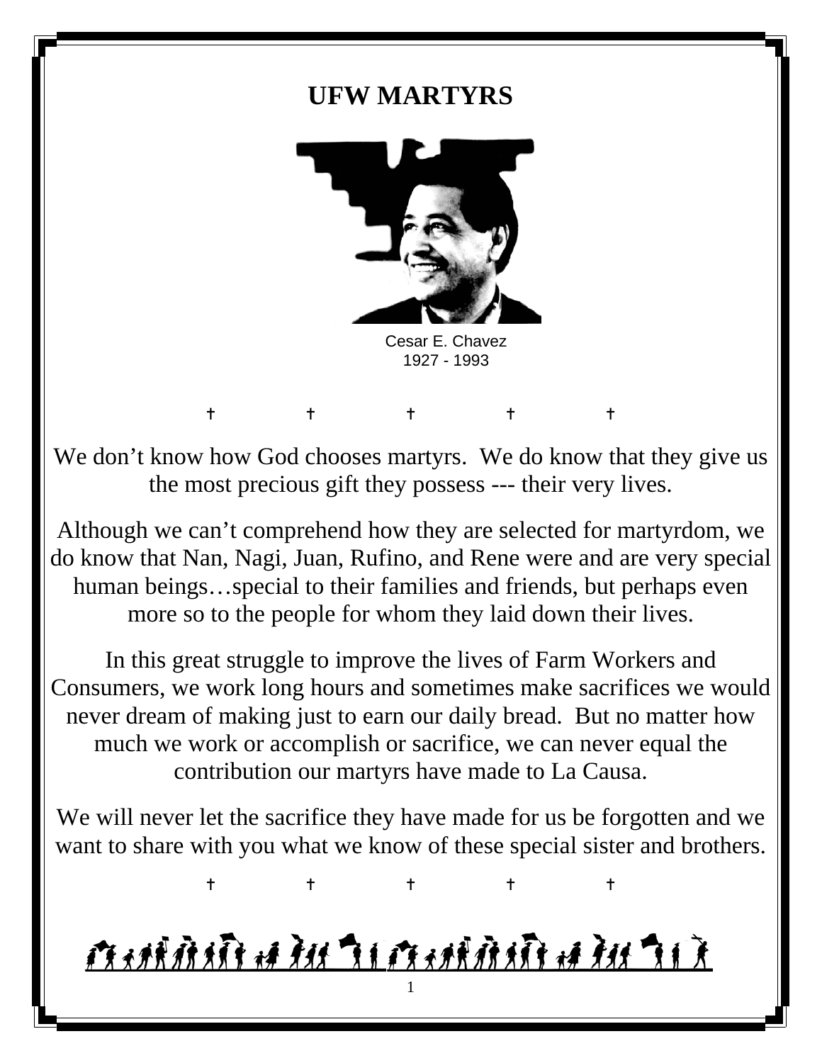# UFW MARTYRS

Cesar E. Chavez
1927 - 1993

† † † † †

We don't know how God chooses martyrs. We do know that they give us the most precious gift they possess --- their very lives.

Although we can't comprehend how they are selected for martyrdom, we do know that Nan, Nagi, Juan, Rufino, and Rene were and are very special human beings…special to their families and friends, but perhaps even more so to the people for whom they laid down their lives.

In this great struggle to improve the lives of Farm Workers and Consumers, we work long hours and sometimes make sacrifices we would never dream of making just to earn our daily bread. But no matter how much we work or accomplish or sacrifice, we can never equal the contribution our martyrs have made to La Causa.

We will never let the sacrifice they have made for us be forgotten and we want to share with you what we know of these special sister and brothers.

† † † † †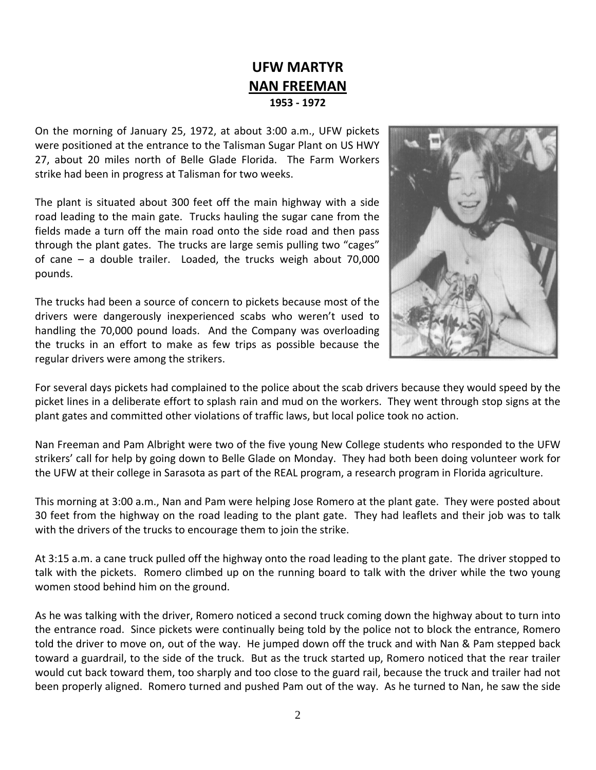# UFW MARTYR

## NAN FREEMAN

**1953 - 1972**

On the morning of January 25, 1972, at about 3:00 a.m., UFW pickets were positioned at the entrance to the Talisman Sugar Plant on US HWY 27, about 20 miles north of Belle Glade Florida. The Farm Workers strike had been in progress at Talisman for two weeks.

The plant is situated about 300 feet off the main highway with a side road leading to the main gate. Trucks hauling the sugar cane from the fields made a turn off the main road onto the side road and then pass through the plant gates. The trucks are large semis pulling two "cages" of cane – a double trailer. Loaded, the trucks weigh about 70,000 pounds.

The trucks had been a source of concern to pickets because most of the drivers were dangerously inexperienced scabs who weren't used to handling the 70,000 pound loads. And the Company was overloading the trucks in an effort to make as few trips as possible because the regular drivers were among the strikers.

For several days pickets had complained to the police about the scab drivers because they would speed by the picket lines in a deliberate effort to splash rain and mud on the workers. They went through stop signs at the plant gates and committed other violations of traffic laws, but local police took no action.

Nan Freeman and Pam Albright were two of the five young New College students who responded to the UFW strikers' call for help by going down to Belle Glade on Monday. They had both been doing volunteer work for the UFW at their college in Sarasota as part of the REAL program, a research program in Florida agriculture.

This morning at 3:00 a.m., Nan and Pam were helping Jose Romero at the plant gate. They were posted about 30 feet from the highway on the road leading to the plant gate. They had leaflets and their job was to talk with the drivers of the trucks to encourage them to join the strike.

At 3:15 a.m. a cane truck pulled off the highway onto the road leading to the plant gate. The driver stopped to talk with the pickets. Romero climbed up on the running board to talk with the driver while the two young women stood behind him on the ground.

As he was talking with the driver, Romero noticed a second truck coming down the highway about to turn into the entrance road. Since pickets were continually being told by the police not to block the entrance, Romero told the driver to move on, out of the way. He jumped down off the truck and with Nan & Pam stepped back toward a guardrail, to the side of the truck. But as the truck started up, Romero noticed that the rear trailer would cut back toward them, too sharply and too close to the guard rail, because the truck and trailer had not been properly aligned. Romero turned and pushed Pam out of the way. As he turned to Nan, he saw the side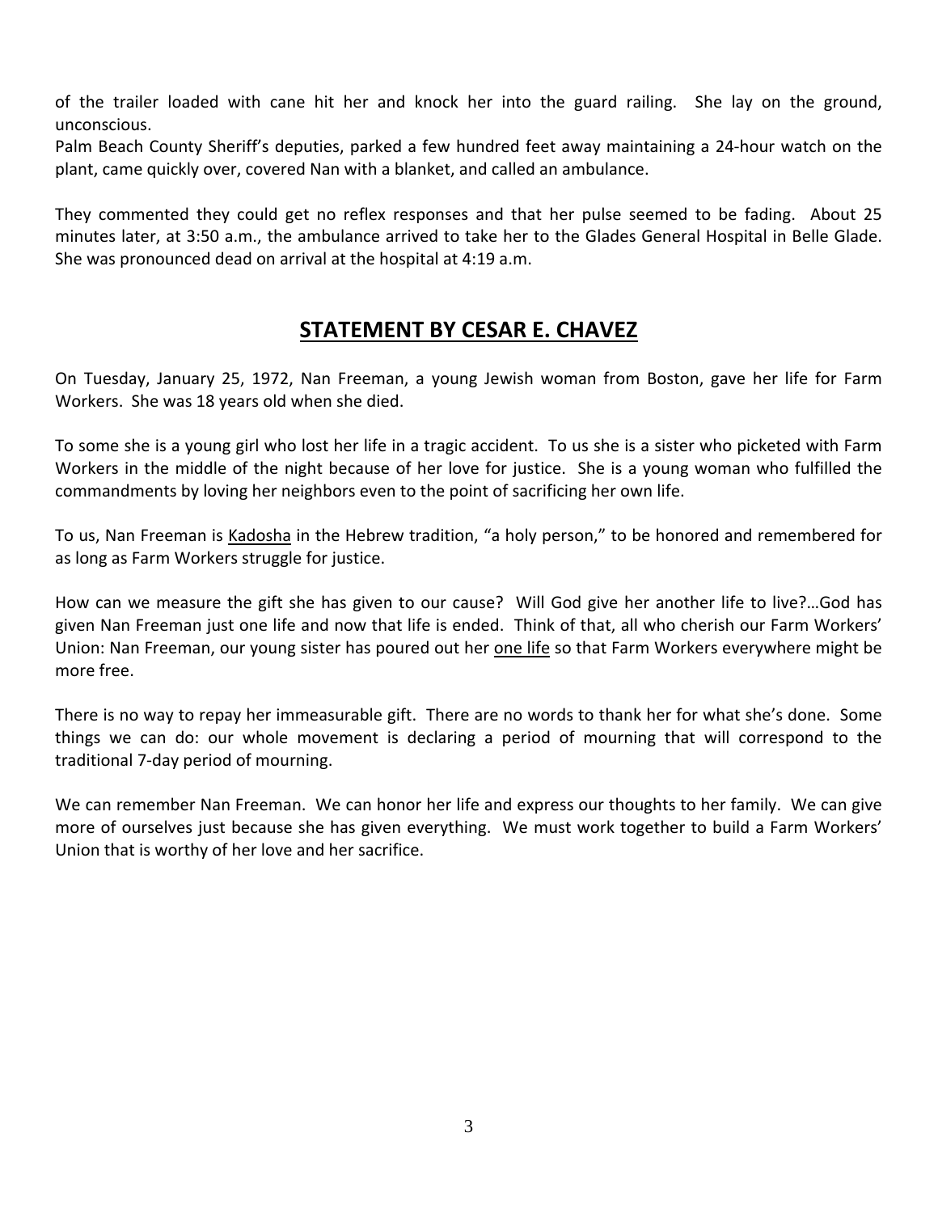of the trailer loaded with cane hit her and knock her into the guard railing. She lay on the ground, unconscious.

Palm Beach County Sheriff's deputies, parked a few hundred feet away maintaining a 24-hour watch on the plant, came quickly over, covered Nan with a blanket, and called an ambulance.

They commented they could get no reflex responses and that her pulse seemed to be fading. About 25 minutes later, at 3:50 a.m., the ambulance arrived to take her to the Glades General Hospital in Belle Glade. She was pronounced dead on arrival at the hospital at 4:19 a.m.

## STATEMENT BY CESAR E. CHAVEZ

On Tuesday, January 25, 1972, Nan Freeman, a young Jewish woman from Boston, gave her life for Farm Workers. She was 18 years old when she died.

To some she is a young girl who lost her life in a tragic accident. To us she is a sister who picketed with Farm Workers in the middle of the night because of her love for justice. She is a young woman who fulfilled the commandments by loving her neighbors even to the point of sacrificing her own life.

To us, Nan Freeman is Kadosha in the Hebrew tradition, "a holy person," to be honored and remembered for as long as Farm Workers struggle for justice.

How can we measure the gift she has given to our cause? Will God give her another life to live?…God has given Nan Freeman just one life and now that life is ended. Think of that, all who cherish our Farm Workers' Union: Nan Freeman, our young sister has poured out her one life so that Farm Workers everywhere might be more free.

There is no way to repay her immeasurable gift. There are no words to thank her for what she's done. Some things we can do: our whole movement is declaring a period of mourning that will correspond to the traditional 7-day period of mourning.

We can remember Nan Freeman. We can honor her life and express our thoughts to her family. We can give more of ourselves just because she has given everything. We must work together to build a Farm Workers' Union that is worthy of her love and her sacrifice.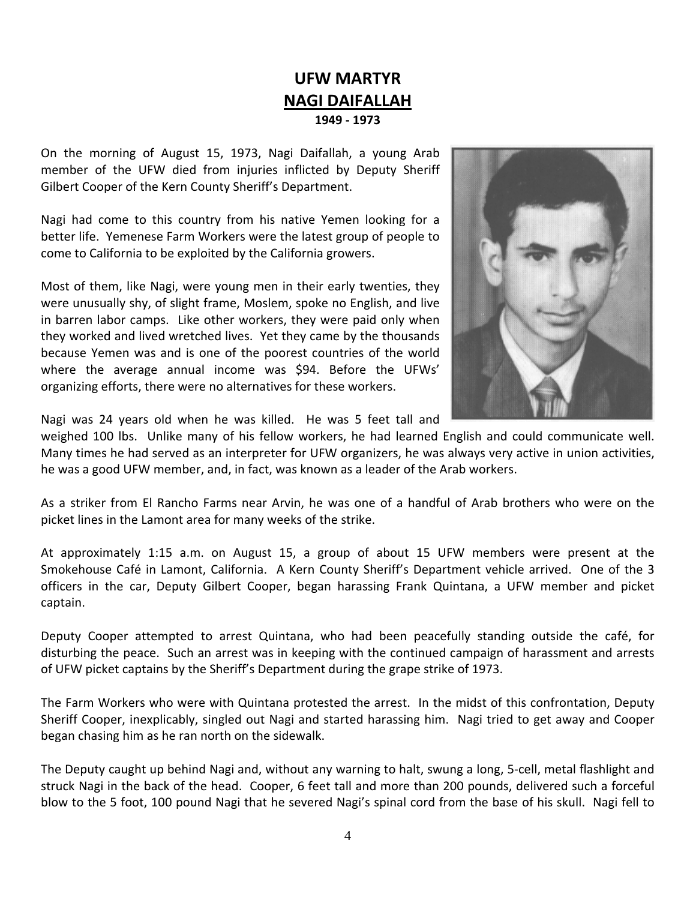# UFW MARTYR

## NAGI DAIFALLAH

**1949 - 1973**

On the morning of August 15, 1973, Nagi Daifallah, a young Arab member of the UFW died from injuries inflicted by Deputy Sheriff Gilbert Cooper of the Kern County Sheriff's Department.

Nagi had come to this country from his native Yemen looking for a better life. Yemenese Farm Workers were the latest group of people to come to California to be exploited by the California growers.

Most of them, like Nagi, were young men in their early twenties, they were unusually shy, of slight frame, Moslem, spoke no English, and live in barren labor camps. Like other workers, they were paid only when they worked and lived wretched lives. Yet they came by the thousands because Yemen was and is one of the poorest countries of the world where the average annual income was $94. Before the UFWs' organizing efforts, there were no alternatives for these workers.

Nagi was 24 years old when he was killed. He was 5 feet tall and weighed 100 lbs. Unlike many of his fellow workers, he had learned English and could communicate well. Many times he had served as an interpreter for UFW organizers, he was always very active in union activities, he was a good UFW member, and, in fact, was known as a leader of the Arab workers.

As a striker from El Rancho Farms near Arvin, he was one of a handful of Arab brothers who were on the picket lines in the Lamont area for many weeks of the strike.

At approximately 1:15 a.m. on August 15, a group of about 15 UFW members were present at the Smokehouse Café in Lamont, California. A Kern County Sheriff's Department vehicle arrived. One of the 3 officers in the car, Deputy Gilbert Cooper, began harassing Frank Quintana, a UFW member and picket captain.

Deputy Cooper attempted to arrest Quintana, who had been peacefully standing outside the café, for disturbing the peace. Such an arrest was in keeping with the continued campaign of harassment and arrests of UFW picket captains by the Sheriff's Department during the grape strike of 1973.

The Farm Workers who were with Quintana protested the arrest. In the midst of this confrontation, Deputy Sheriff Cooper, inexplicably, singled out Nagi and started harassing him. Nagi tried to get away and Cooper began chasing him as he ran north on the sidewalk.

The Deputy caught up behind Nagi and, without any warning to halt, swung a long, 5-cell, metal flashlight and struck Nagi in the back of the head. Cooper, 6 feet tall and more than 200 pounds, delivered such a forceful blow to the 5 foot, 100 pound Nagi that he severed Nagi's spinal cord from the base of his skull. Nagi fell to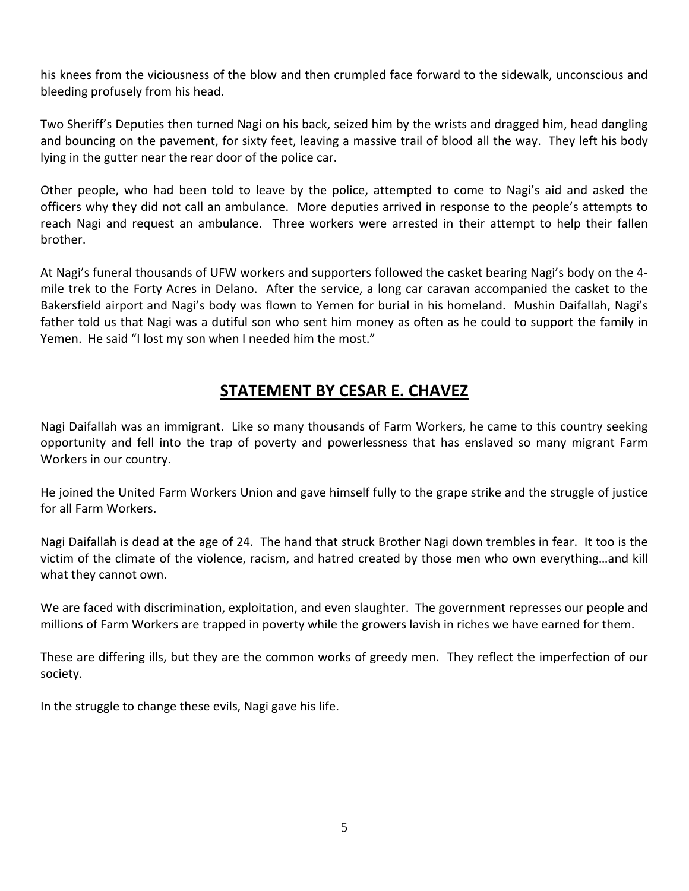his knees from the viciousness of the blow and then crumpled face forward to the sidewalk, unconscious and bleeding profusely from his head.

Two Sheriff's Deputies then turned Nagi on his back, seized him by the wrists and dragged him, head dangling and bouncing on the pavement, for sixty feet, leaving a massive trail of blood all the way. They left his body lying in the gutter near the rear door of the police car.

Other people, who had been told to leave by the police, attempted to come to Nagi's aid and asked the officers why they did not call an ambulance. More deputies arrived in response to the people's attempts to reach Nagi and request an ambulance. Three workers were arrested in their attempt to help their fallen brother.

At Nagi's funeral thousands of UFW workers and supporters followed the casket bearing Nagi's body on the 4-mile trek to the Forty Acres in Delano. After the service, a long car caravan accompanied the casket to the Bakersfield airport and Nagi's body was flown to Yemen for burial in his homeland. Mushin Daifallah, Nagi's father told us that Nagi was a dutiful son who sent him money as often as he could to support the family in Yemen. He said "I lost my son when I needed him the most."

## STATEMENT BY CESAR E. CHAVEZ

Nagi Daifallah was an immigrant. Like so many thousands of Farm Workers, he came to this country seeking opportunity and fell into the trap of poverty and powerlessness that has enslaved so many migrant Farm Workers in our country.

He joined the United Farm Workers Union and gave himself fully to the grape strike and the struggle of justice for all Farm Workers.

Nagi Daifallah is dead at the age of 24. The hand that struck Brother Nagi down trembles in fear. It too is the victim of the climate of the violence, racism, and hatred created by those men who own everything…and kill what they cannot own.

We are faced with discrimination, exploitation, and even slaughter. The government represses our people and millions of Farm Workers are trapped in poverty while the growers lavish in riches we have earned for them.

These are differing ills, but they are the common works of greedy men. They reflect the imperfection of our society.

In the struggle to change these evils, Nagi gave his life.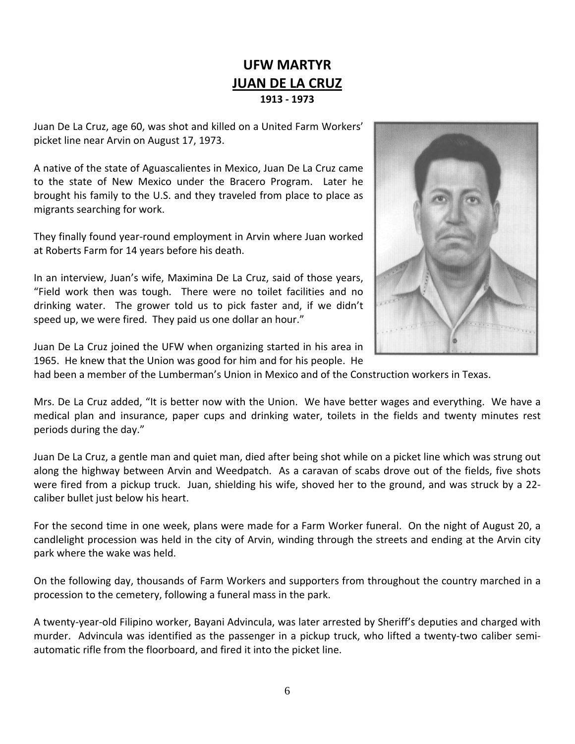# UFW MARTYR

# JUAN DE LA CRUZ

**1913 - 1973**

Juan De La Cruz, age 60, was shot and killed on a United Farm Workers' picket line near Arvin on August 17, 1973.

A native of the state of Aguascalientes in Mexico, Juan De La Cruz came to the state of New Mexico under the Bracero Program. Later he brought his family to the U.S. and they traveled from place to place as migrants searching for work.

They finally found year-round employment in Arvin where Juan worked at Roberts Farm for 14 years before his death.

In an interview, Juan's wife, Maximina De La Cruz, said of those years, "Field work then was tough. There were no toilet facilities and no drinking water. The grower told us to pick faster and, if we didn't speed up, we were fired. They paid us one dollar an hour."

Juan De La Cruz joined the UFW when organizing started in his area in 1965. He knew that the Union was good for him and for his people. He had been a member of the Lumberman's Union in Mexico and of the Construction workers in Texas.

Mrs. De La Cruz added, "It is better now with the Union. We have better wages and everything. We have a medical plan and insurance, paper cups and drinking water, toilets in the fields and twenty minutes rest periods during the day."

Juan De La Cruz, a gentle man and quiet man, died after being shot while on a picket line which was strung out along the highway between Arvin and Weedpatch. As a caravan of scabs drove out of the fields, five shots were fired from a pickup truck. Juan, shielding his wife, shoved her to the ground, and was struck by a 22-caliber bullet just below his heart.

For the second time in one week, plans were made for a Farm Worker funeral. On the night of August 20, a candlelight procession was held in the city of Arvin, winding through the streets and ending at the Arvin city park where the wake was held.

On the following day, thousands of Farm Workers and supporters from throughout the country marched in a procession to the cemetery, following a funeral mass in the park.

A twenty-year-old Filipino worker, Bayani Advincula, was later arrested by Sheriff's deputies and charged with murder. Advincula was identified as the passenger in a pickup truck, who lifted a twenty-two caliber semi-automatic rifle from the floorboard, and fired it into the picket line.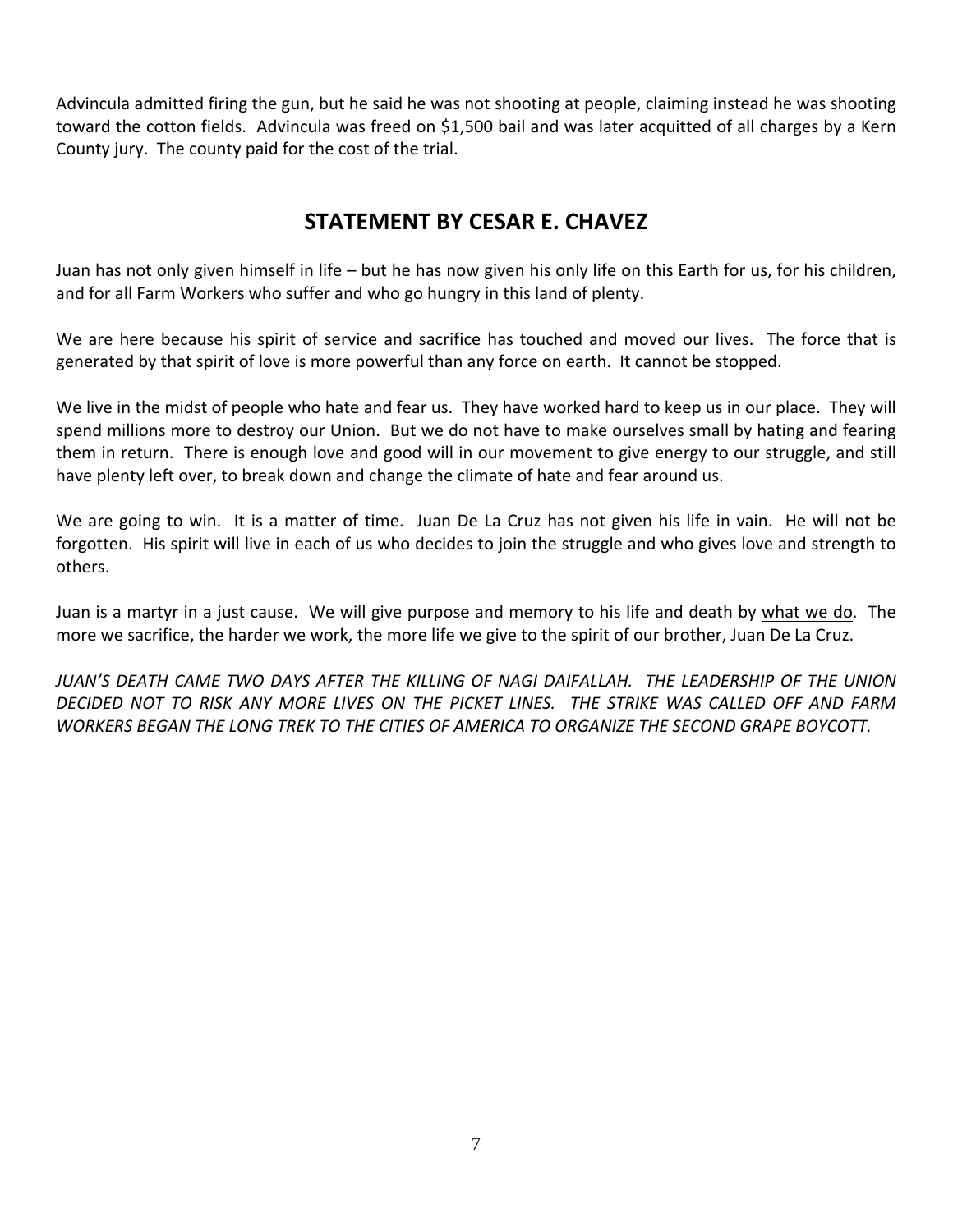Advincula admitted firing the gun, but he said he was not shooting at people, claiming instead he was shooting toward the cotton fields. Advincula was freed on $1,500 bail and was later acquitted of all charges by a Kern County jury. The county paid for the cost of the trial.

## STATEMENT BY CESAR E. CHAVEZ

Juan has not only given himself in life – but he has now given his only life on this Earth for us, for his children, and for all Farm Workers who suffer and who go hungry in this land of plenty.

We are here because his spirit of service and sacrifice has touched and moved our lives. The force that is generated by that spirit of love is more powerful than any force on earth. It cannot be stopped.

We live in the midst of people who hate and fear us. They have worked hard to keep us in our place. They will spend millions more to destroy our Union. But we do not have to make ourselves small by hating and fearing them in return. There is enough love and good will in our movement to give energy to our struggle, and still have plenty left over, to break down and change the climate of hate and fear around us.

We are going to win. It is a matter of time. Juan De La Cruz has not given his life in vain. He will not be forgotten. His spirit will live in each of us who decides to join the struggle and who gives love and strength to others.

Juan is a martyr in a just cause. We will give purpose and memory to his life and death by <u>what we do</u>. The more we sacrifice, the harder we work, the more life we give to the spirit of our brother, Juan De La Cruz.

*JUAN'S DEATH CAME TWO DAYS AFTER THE KILLING OF NAGI DAIFALLAH. THE LEADERSHIP OF THE UNION DECIDED NOT TO RISK ANY MORE LIVES ON THE PICKET LINES. THE STRIKE WAS CALLED OFF AND FARM WORKERS BEGAN THE LONG TREK TO THE CITIES OF AMERICA TO ORGANIZE THE SECOND GRAPE BOYCOTT.*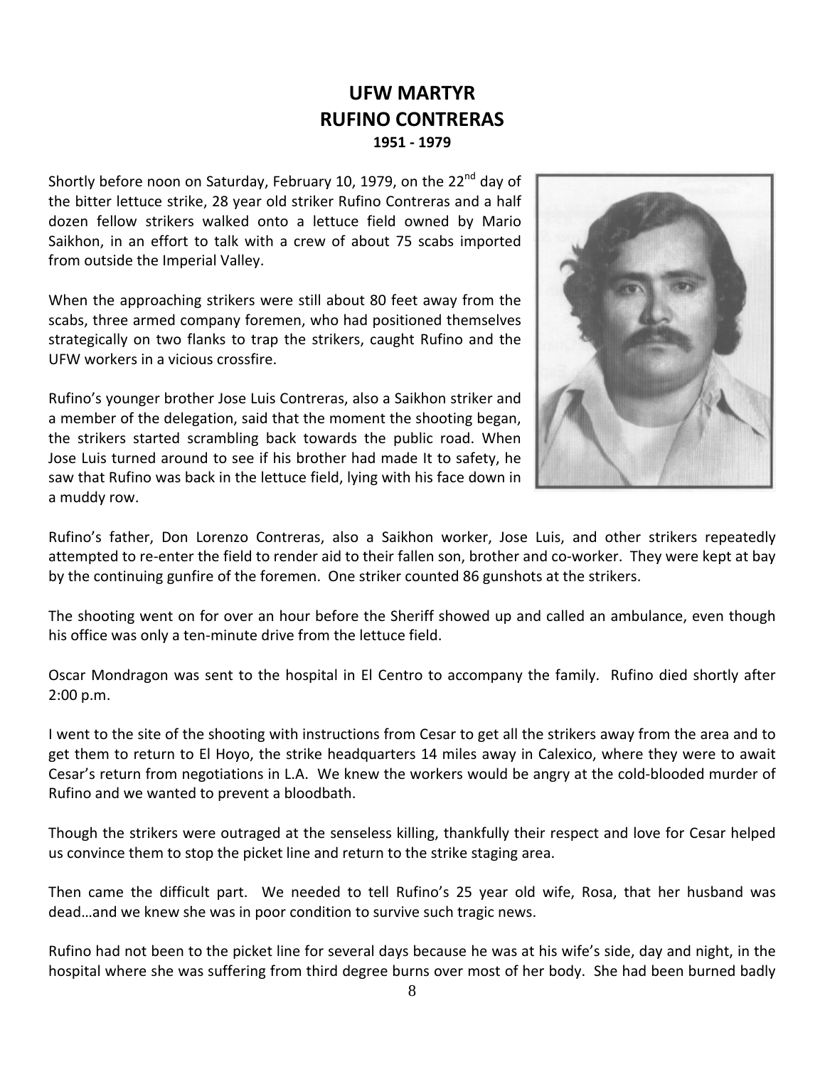# UFW MARTYR
# RUFINO CONTRERAS
**1951 - 1979**

Shortly before noon on Saturday, February 10, 1979, on the 22nd day of the bitter lettuce strike, 28 year old striker Rufino Contreras and a half dozen fellow strikers walked onto a lettuce field owned by Mario Saikhon, in an effort to talk with a crew of about 75 scabs imported from outside the Imperial Valley.

When the approaching strikers were still about 80 feet away from the scabs, three armed company foremen, who had positioned themselves strategically on two flanks to trap the strikers, caught Rufino and the UFW workers in a vicious crossfire.

Rufino's younger brother Jose Luis Contreras, also a Saikhon striker and a member of the delegation, said that the moment the shooting began, the strikers started scrambling back towards the public road. When Jose Luis turned around to see if his brother had made It to safety, he saw that Rufino was back in the lettuce field, lying with his face down in a muddy row.

Rufino's father, Don Lorenzo Contreras, also a Saikhon worker, Jose Luis, and other strikers repeatedly attempted to re-enter the field to render aid to their fallen son, brother and co-worker. They were kept at bay by the continuing gunfire of the foremen. One striker counted 86 gunshots at the strikers.

The shooting went on for over an hour before the Sheriff showed up and called an ambulance, even though his office was only a ten-minute drive from the lettuce field.

Oscar Mondragon was sent to the hospital in El Centro to accompany the family. Rufino died shortly after 2:00 p.m.

I went to the site of the shooting with instructions from Cesar to get all the strikers away from the area and to get them to return to El Hoyo, the strike headquarters 14 miles away in Calexico, where they were to await Cesar's return from negotiations in L.A. We knew the workers would be angry at the cold-blooded murder of Rufino and we wanted to prevent a bloodbath.

Though the strikers were outraged at the senseless killing, thankfully their respect and love for Cesar helped us convince them to stop the picket line and return to the strike staging area.

Then came the difficult part. We needed to tell Rufino's 25 year old wife, Rosa, that her husband was dead…and we knew she was in poor condition to survive such tragic news.

Rufino had not been to the picket line for several days because he was at his wife's side, day and night, in the hospital where she was suffering from third degree burns over most of her body. She had been burned badly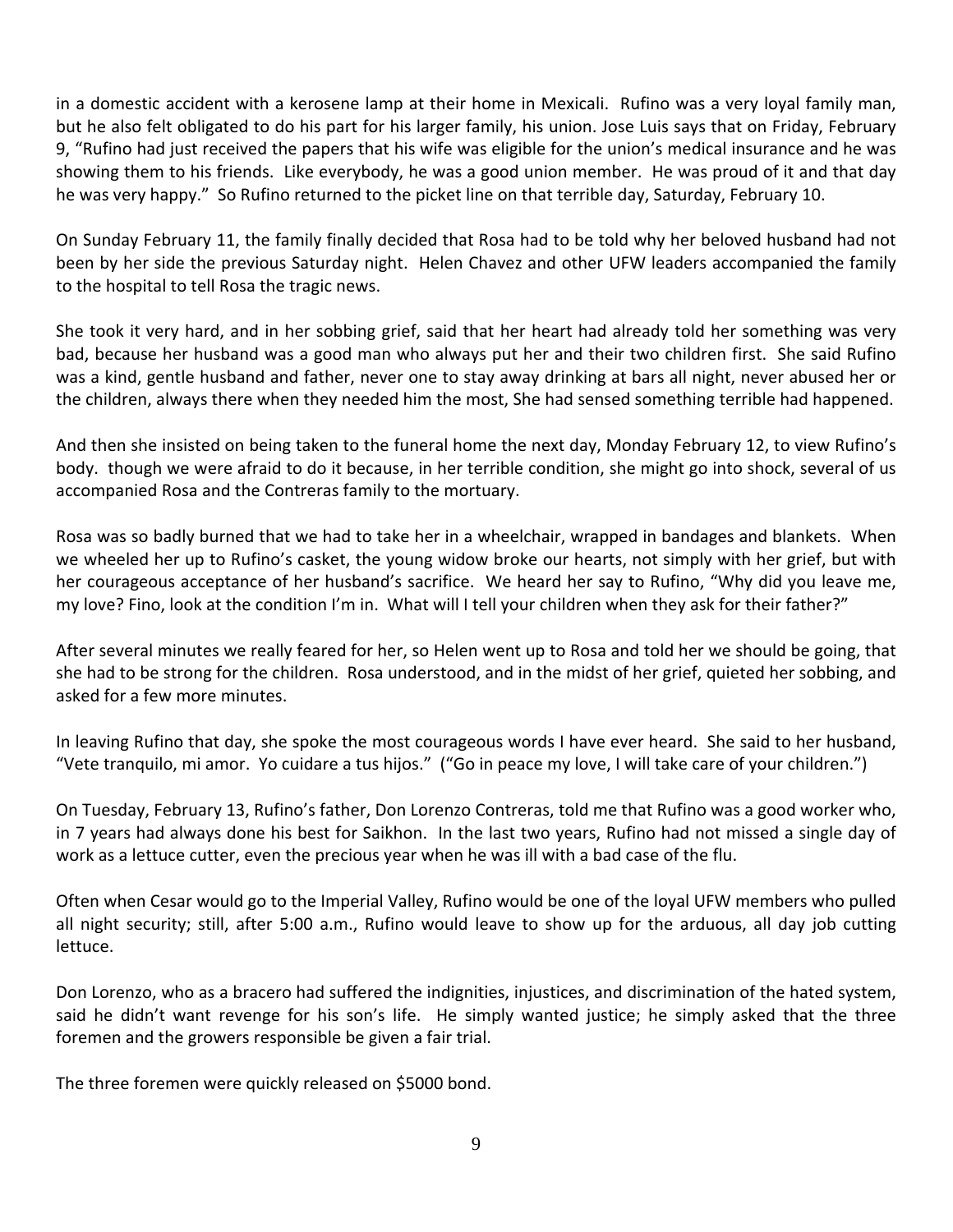in a domestic accident with a kerosene lamp at their home in Mexicali. Rufino was a very loyal family man, but he also felt obligated to do his part for his larger family, his union. Jose Luis says that on Friday, February 9, "Rufino had just received the papers that his wife was eligible for the union's medical insurance and he was showing them to his friends. Like everybody, he was a good union member. He was proud of it and that day he was very happy." So Rufino returned to the picket line on that terrible day, Saturday, February 10.

On Sunday February 11, the family finally decided that Rosa had to be told why her beloved husband had not been by her side the previous Saturday night. Helen Chavez and other UFW leaders accompanied the family to the hospital to tell Rosa the tragic news.

She took it very hard, and in her sobbing grief, said that her heart had already told her something was very bad, because her husband was a good man who always put her and their two children first. She said Rufino was a kind, gentle husband and father, never one to stay away drinking at bars all night, never abused her or the children, always there when they needed him the most, She had sensed something terrible had happened.

And then she insisted on being taken to the funeral home the next day, Monday February 12, to view Rufino's body. though we were afraid to do it because, in her terrible condition, she might go into shock, several of us accompanied Rosa and the Contreras family to the mortuary.

Rosa was so badly burned that we had to take her in a wheelchair, wrapped in bandages and blankets. When we wheeled her up to Rufino's casket, the young widow broke our hearts, not simply with her grief, but with her courageous acceptance of her husband's sacrifice. We heard her say to Rufino, "Why did you leave me, my love? Fino, look at the condition I'm in. What will I tell your children when they ask for their father?"

After several minutes we really feared for her, so Helen went up to Rosa and told her we should be going, that she had to be strong for the children. Rosa understood, and in the midst of her grief, quieted her sobbing, and asked for a few more minutes.

In leaving Rufino that day, she spoke the most courageous words I have ever heard. She said to her husband, "Vete tranquilo, mi amor. Yo cuidare a tus hijos." ("Go in peace my love, I will take care of your children.")

On Tuesday, February 13, Rufino's father, Don Lorenzo Contreras, told me that Rufino was a good worker who, in 7 years had always done his best for Saikhon. In the last two years, Rufino had not missed a single day of work as a lettuce cutter, even the precious year when he was ill with a bad case of the flu.

Often when Cesar would go to the Imperial Valley, Rufino would be one of the loyal UFW members who pulled all night security; still, after 5:00 a.m., Rufino would leave to show up for the arduous, all day job cutting lettuce.

Don Lorenzo, who as a bracero had suffered the indignities, injustices, and discrimination of the hated system, said he didn't want revenge for his son's life. He simply wanted justice; he simply asked that the three foremen and the growers responsible be given a fair trial.

The three foremen were quickly released on $5000 bond.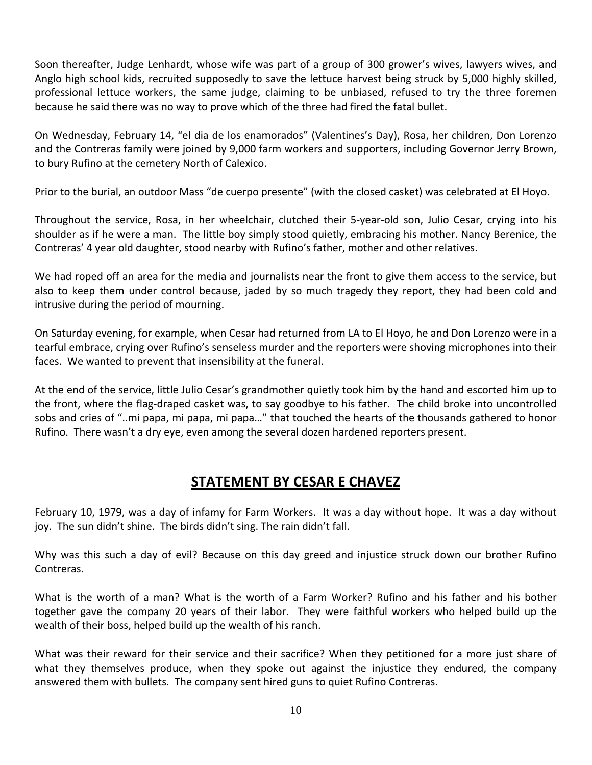Soon thereafter, Judge Lenhardt, whose wife was part of a group of 300 grower's wives, lawyers wives, and Anglo high school kids, recruited supposedly to save the lettuce harvest being struck by 5,000 highly skilled, professional lettuce workers, the same judge, claiming to be unbiased, refused to try the three foremen because he said there was no way to prove which of the three had fired the fatal bullet.

On Wednesday, February 14, "el dia de los enamorados" (Valentines's Day), Rosa, her children, Don Lorenzo and the Contreras family were joined by 9,000 farm workers and supporters, including Governor Jerry Brown, to bury Rufino at the cemetery North of Calexico.

Prior to the burial, an outdoor Mass "de cuerpo presente" (with the closed casket) was celebrated at El Hoyo.

Throughout the service, Rosa, in her wheelchair, clutched their 5-year-old son, Julio Cesar, crying into his shoulder as if he were a man. The little boy simply stood quietly, embracing his mother. Nancy Berenice, the Contreras' 4 year old daughter, stood nearby with Rufino's father, mother and other relatives.

We had roped off an area for the media and journalists near the front to give them access to the service, but also to keep them under control because, jaded by so much tragedy they report, they had been cold and intrusive during the period of mourning.

On Saturday evening, for example, when Cesar had returned from LA to El Hoyo, he and Don Lorenzo were in a tearful embrace, crying over Rufino's senseless murder and the reporters were shoving microphones into their faces. We wanted to prevent that insensibility at the funeral.

At the end of the service, little Julio Cesar's grandmother quietly took him by the hand and escorted him up to the front, where the flag-draped casket was, to say goodbye to his father. The child broke into uncontrolled sobs and cries of "..mi papa, mi papa, mi papa…" that touched the hearts of the thousands gathered to honor Rufino. There wasn't a dry eye, even among the several dozen hardened reporters present.

## STATEMENT BY CESAR E CHAVEZ

February 10, 1979, was a day of infamy for Farm Workers. It was a day without hope. It was a day without joy. The sun didn't shine. The birds didn't sing. The rain didn't fall.

Why was this such a day of evil? Because on this day greed and injustice struck down our brother Rufino Contreras.

What is the worth of a man? What is the worth of a Farm Worker? Rufino and his father and his bother together gave the company 20 years of their labor. They were faithful workers who helped build up the wealth of their boss, helped build up the wealth of his ranch.

What was their reward for their service and their sacrifice? When they petitioned for a more just share of what they themselves produce, when they spoke out against the injustice they endured, the company answered them with bullets. The company sent hired guns to quiet Rufino Contreras.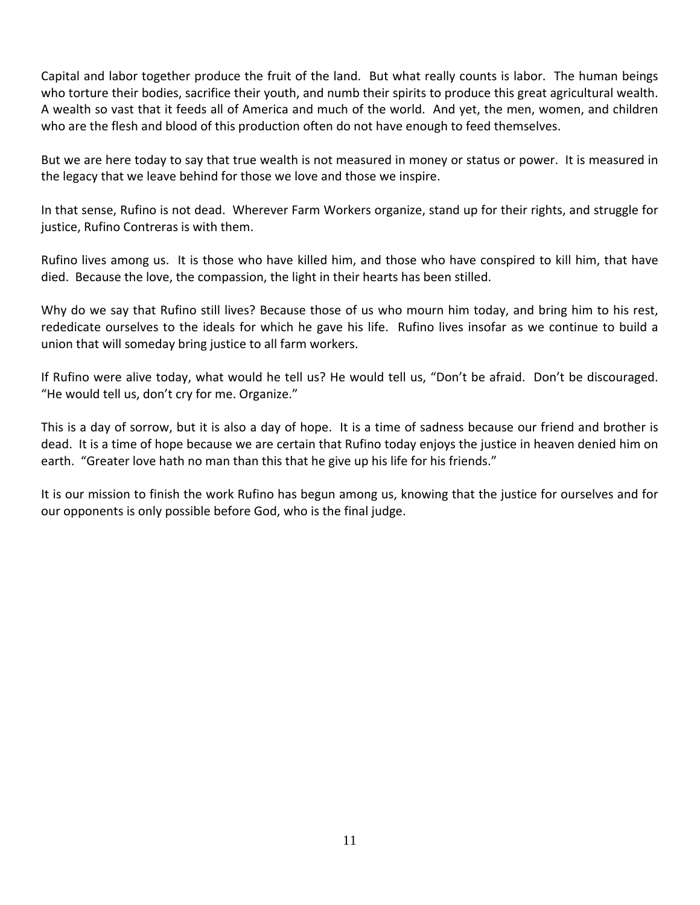Capital and labor together produce the fruit of the land. But what really counts is labor. The human beings who torture their bodies, sacrifice their youth, and numb their spirits to produce this great agricultural wealth. A wealth so vast that it feeds all of America and much of the world. And yet, the men, women, and children who are the flesh and blood of this production often do not have enough to feed themselves.

But we are here today to say that true wealth is not measured in money or status or power. It is measured in the legacy that we leave behind for those we love and those we inspire.

In that sense, Rufino is not dead. Wherever Farm Workers organize, stand up for their rights, and struggle for justice, Rufino Contreras is with them.

Rufino lives among us. It is those who have killed him, and those who have conspired to kill him, that have died. Because the love, the compassion, the light in their hearts has been stilled.

Why do we say that Rufino still lives? Because those of us who mourn him today, and bring him to his rest, rededicate ourselves to the ideals for which he gave his life. Rufino lives insofar as we continue to build a union that will someday bring justice to all farm workers.

If Rufino were alive today, what would he tell us? He would tell us, "Don't be afraid. Don't be discouraged. "He would tell us, don't cry for me. Organize."

This is a day of sorrow, but it is also a day of hope. It is a time of sadness because our friend and brother is dead. It is a time of hope because we are certain that Rufino today enjoys the justice in heaven denied him on earth. "Greater love hath no man than this that he give up his life for his friends."

It is our mission to finish the work Rufino has begun among us, knowing that the justice for ourselves and for our opponents is only possible before God, who is the final judge.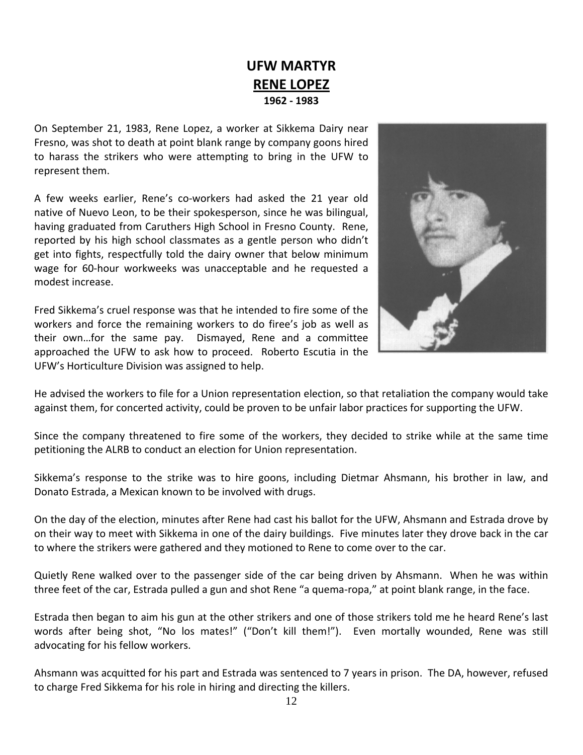# UFW MARTYR

## RENE LOPEZ

**1962 - 1983**

On September 21, 1983, Rene Lopez, a worker at Sikkema Dairy near Fresno, was shot to death at point blank range by company goons hired to harass the strikers who were attempting to bring in the UFW to represent them.

A few weeks earlier, Rene's co-workers had asked the 21 year old native of Nuevo Leon, to be their spokesperson, since he was bilingual, having graduated from Caruthers High School in Fresno County. Rene, reported by his high school classmates as a gentle person who didn't get into fights, respectfully told the dairy owner that below minimum wage for 60-hour workweeks was unacceptable and he requested a modest increase.

Fred Sikkema's cruel response was that he intended to fire some of the workers and force the remaining workers to do firee's job as well as their own…for the same pay. Dismayed, Rene and a committee approached the UFW to ask how to proceed. Roberto Escutia in the UFW's Horticulture Division was assigned to help.

He advised the workers to file for a Union representation election, so that retaliation the company would take against them, for concerted activity, could be proven to be unfair labor practices for supporting the UFW.

Since the company threatened to fire some of the workers, they decided to strike while at the same time petitioning the ALRB to conduct an election for Union representation.

Sikkema's response to the strike was to hire goons, including Dietmar Ahsmann, his brother in law, and Donato Estrada, a Mexican known to be involved with drugs.

On the day of the election, minutes after Rene had cast his ballot for the UFW, Ahsmann and Estrada drove by on their way to meet with Sikkema in one of the dairy buildings. Five minutes later they drove back in the car to where the strikers were gathered and they motioned to Rene to come over to the car.

Quietly Rene walked over to the passenger side of the car being driven by Ahsmann. When he was within three feet of the car, Estrada pulled a gun and shot Rene "a quema-ropa," at point blank range, in the face.

Estrada then began to aim his gun at the other strikers and one of those strikers told me he heard Rene's last words after being shot, "No los mates!" ("Don't kill them!"). Even mortally wounded, Rene was still advocating for his fellow workers.

Ahsmann was acquitted for his part and Estrada was sentenced to 7 years in prison. The DA, however, refused to charge Fred Sikkema for his role in hiring and directing the killers.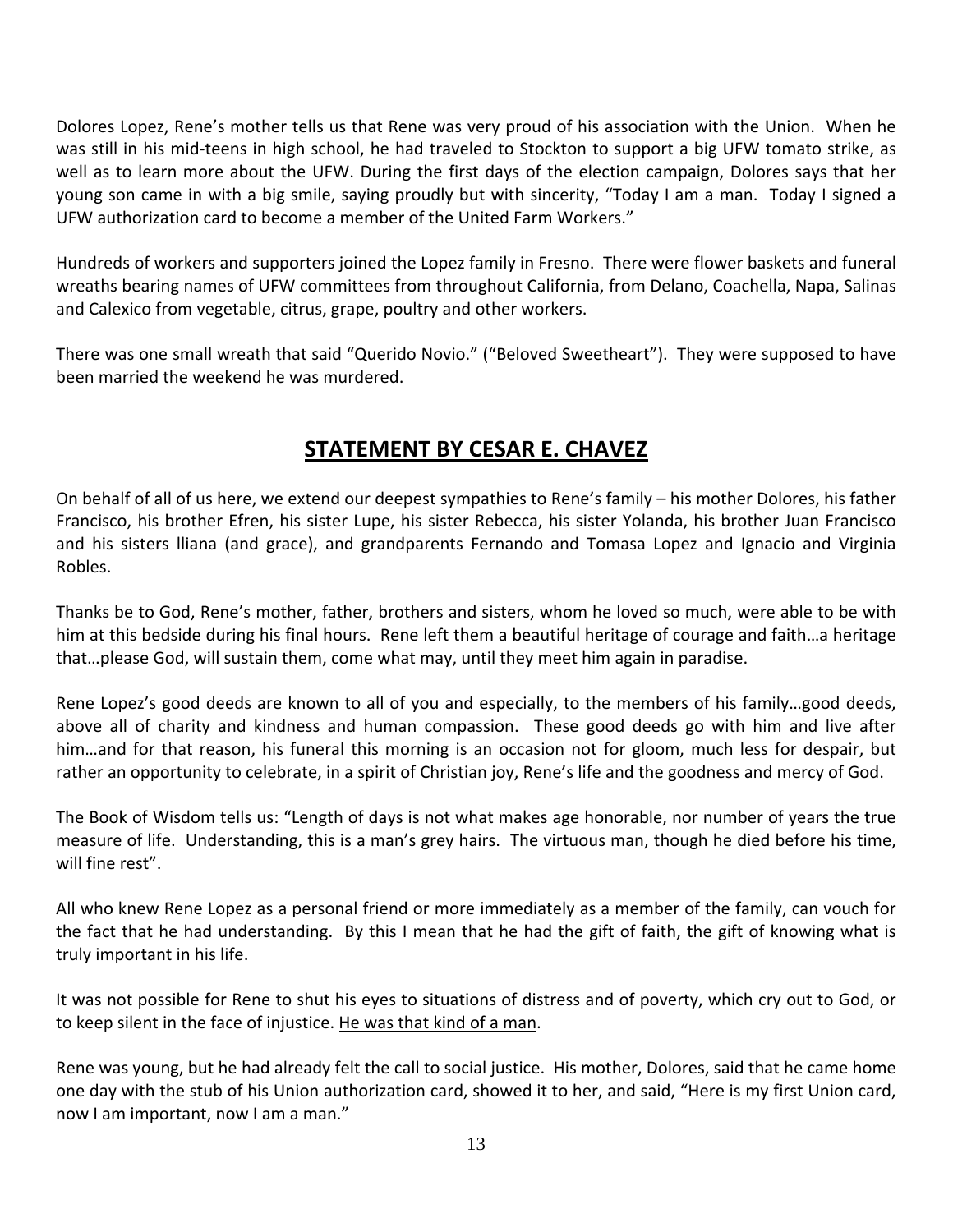Dolores Lopez, Rene's mother tells us that Rene was very proud of his association with the Union. When he was still in his mid-teens in high school, he had traveled to Stockton to support a big UFW tomato strike, as well as to learn more about the UFW. During the first days of the election campaign, Dolores says that her young son came in with a big smile, saying proudly but with sincerity, "Today I am a man. Today I signed a UFW authorization card to become a member of the United Farm Workers."

Hundreds of workers and supporters joined the Lopez family in Fresno. There were flower baskets and funeral wreaths bearing names of UFW committees from throughout California, from Delano, Coachella, Napa, Salinas and Calexico from vegetable, citrus, grape, poultry and other workers.

There was one small wreath that said "Querido Novio." ("Beloved Sweetheart"). They were supposed to have been married the weekend he was murdered.

## STATEMENT BY CESAR E. CHAVEZ

On behalf of all of us here, we extend our deepest sympathies to Rene's family – his mother Dolores, his father Francisco, his brother Efren, his sister Lupe, his sister Rebecca, his sister Yolanda, his brother Juan Francisco and his sisters lliana (and grace), and grandparents Fernando and Tomasa Lopez and Ignacio and Virginia Robles.

Thanks be to God, Rene's mother, father, brothers and sisters, whom he loved so much, were able to be with him at this bedside during his final hours. Rene left them a beautiful heritage of courage and faith…a heritage that…please God, will sustain them, come what may, until they meet him again in paradise.

Rene Lopez's good deeds are known to all of you and especially, to the members of his family…good deeds, above all of charity and kindness and human compassion. These good deeds go with him and live after him…and for that reason, his funeral this morning is an occasion not for gloom, much less for despair, but rather an opportunity to celebrate, in a spirit of Christian joy, Rene's life and the goodness and mercy of God.

The Book of Wisdom tells us: "Length of days is not what makes age honorable, nor number of years the true measure of life. Understanding, this is a man's grey hairs. The virtuous man, though he died before his time, will fine rest".

All who knew Rene Lopez as a personal friend or more immediately as a member of the family, can vouch for the fact that he had understanding. By this I mean that he had the gift of faith, the gift of knowing what is truly important in his life.

It was not possible for Rene to shut his eyes to situations of distress and of poverty, which cry out to God, or to keep silent in the face of injustice. <u>He was that kind of a man</u>.

Rene was young, but he had already felt the call to social justice. His mother, Dolores, said that he came home one day with the stub of his Union authorization card, showed it to her, and said, "Here is my first Union card, now I am important, now I am a man."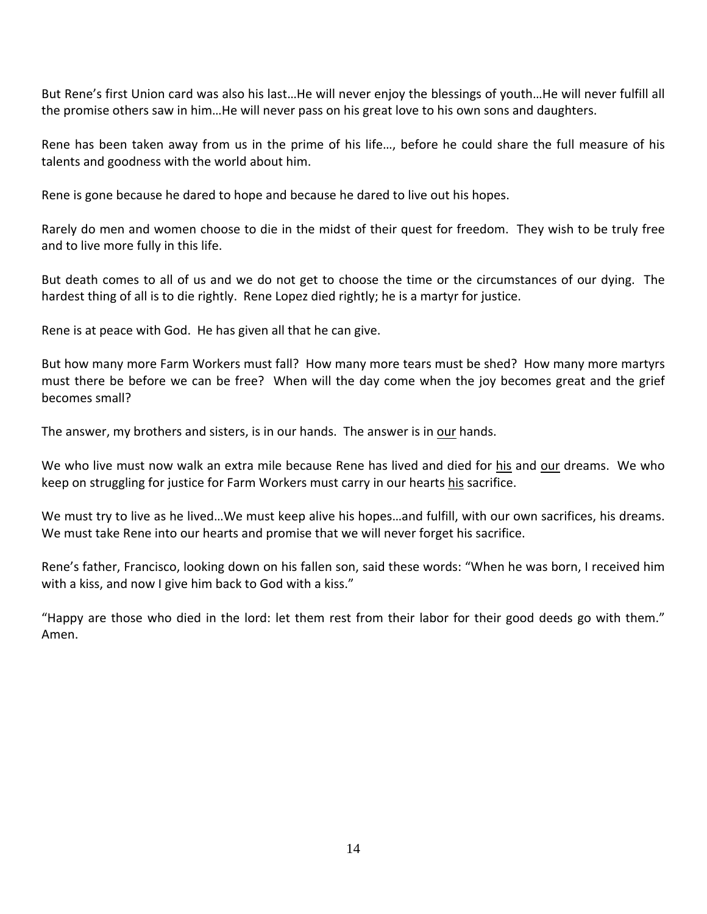But Rene's first Union card was also his last…He will never enjoy the blessings of youth…He will never fulfill all the promise others saw in him…He will never pass on his great love to his own sons and daughters.

Rene has been taken away from us in the prime of his life…, before he could share the full measure of his talents and goodness with the world about him.

Rene is gone because he dared to hope and because he dared to live out his hopes.

Rarely do men and women choose to die in the midst of their quest for freedom. They wish to be truly free and to live more fully in this life.

But death comes to all of us and we do not get to choose the time or the circumstances of our dying. The hardest thing of all is to die rightly. Rene Lopez died rightly; he is a martyr for justice.

Rene is at peace with God. He has given all that he can give.

But how many more Farm Workers must fall? How many more tears must be shed? How many more martyrs must there be before we can be free? When will the day come when the joy becomes great and the grief becomes small?

The answer, my brothers and sisters, is in our hands. The answer is in <u>our</u> hands.

We who live must now walk an extra mile because Rene has lived and died for <u>his</u> and <u>our</u> dreams. We who keep on struggling for justice for Farm Workers must carry in our hearts <u>his</u> sacrifice.

We must try to live as he lived…We must keep alive his hopes…and fulfill, with our own sacrifices, his dreams. We must take Rene into our hearts and promise that we will never forget his sacrifice.

Rene's father, Francisco, looking down on his fallen son, said these words: "When he was born, I received him with a kiss, and now I give him back to God with a kiss."

"Happy are those who died in the lord: let them rest from their labor for their good deeds go with them." Amen.